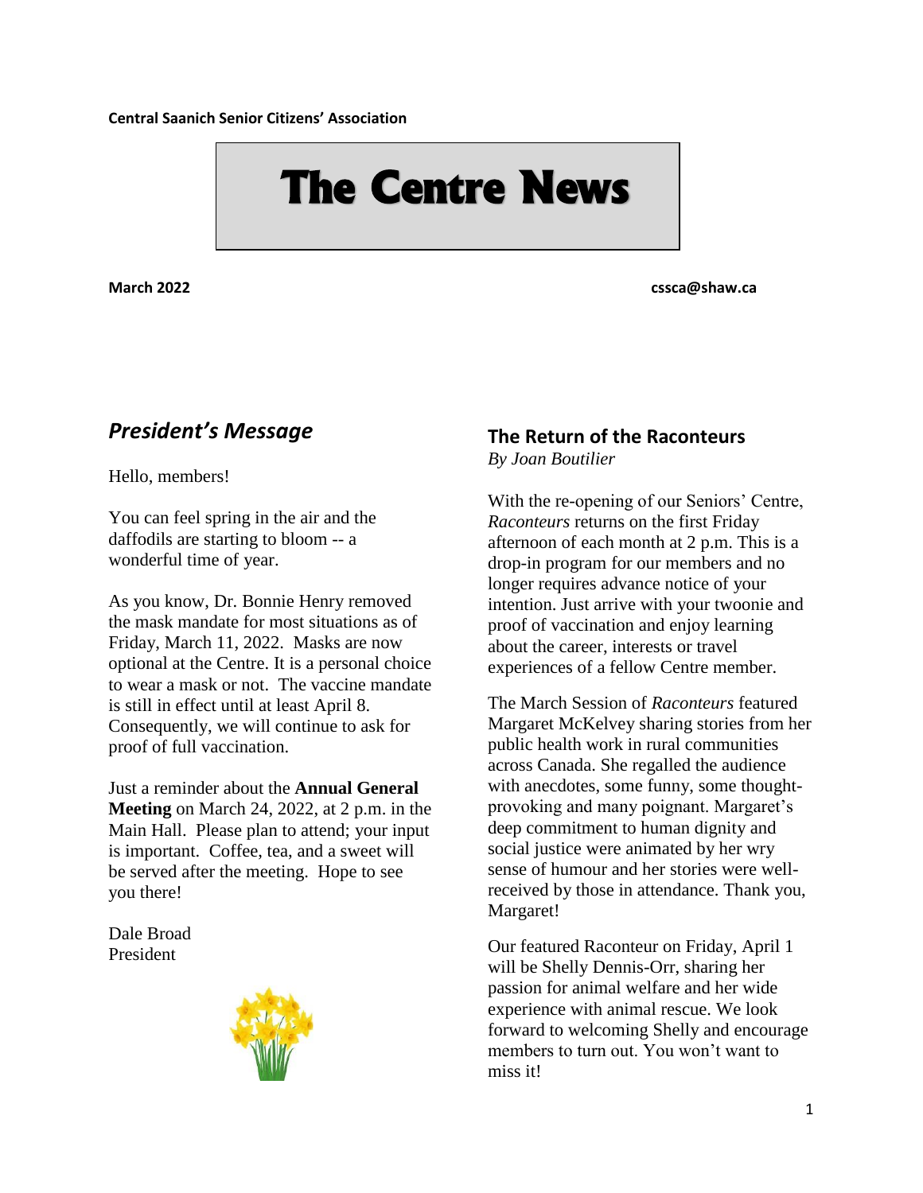**Central Saanich Senior Citizens' Association**

# The Centre News

**March 2022** **cssca@shaw.ca**

## *President's Message*

Hello, members!

You can feel spring in the air and the daffodils are starting to bloom -- a wonderful time of year.

As you know, Dr. Bonnie Henry removed the mask mandate for most situations as of Friday, March 11, 2022. Masks are now optional at the Centre. It is a personal choice to wear a mask or not. The vaccine mandate is still in effect until at least April 8. Consequently, we will continue to ask for proof of full vaccination.

Just a reminder about the **Annual General Meeting** on March 24, 2022, at 2 p.m. in the Main Hall. Please plan to attend; your input is important. Coffee, tea, and a sweet will be served after the meeting. Hope to see you there!

Dale Broad
President

## The Return of the Raconteurs

*By Joan Boutilier*

With the re-opening of our Seniors' Centre, *Raconteurs* returns on the first Friday afternoon of each month at 2 p.m. This is a drop-in program for our members and no longer requires advance notice of your intention. Just arrive with your twoonie and proof of vaccination and enjoy learning about the career, interests or travel experiences of a fellow Centre member.

The March Session of *Raconteurs* featured Margaret McKelvey sharing stories from her public health work in rural communities across Canada. She regaled the audience with anecdotes, some funny, some thought-provoking and many poignant. Margaret's deep commitment to human dignity and social justice were animated by her wry sense of humour and her stories were well-received by those in attendance. Thank you, Margaret!

Our featured Raconteur on Friday, April 1 will be Shelly Dennis-Orr, sharing her passion for animal welfare and her wide experience with animal rescue. We look forward to welcoming Shelly and encourage members to turn out. You won't want to miss it!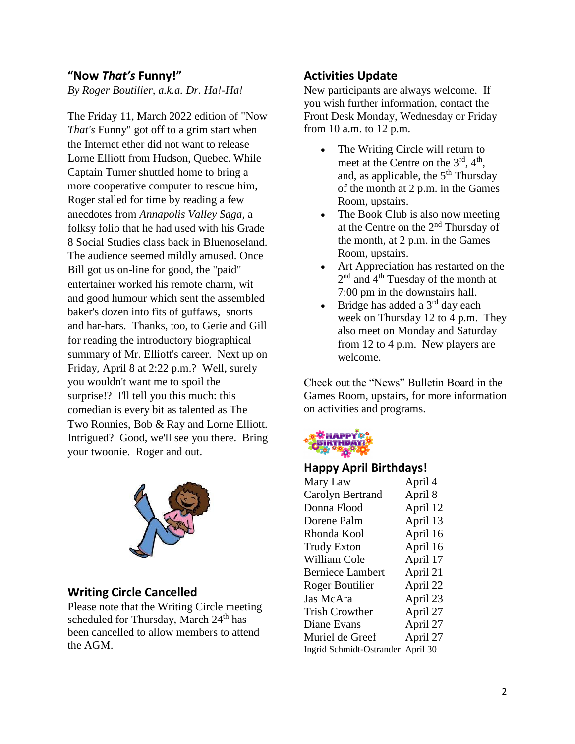## "Now *That's* Funny!"

*By Roger Boutilier, a.k.a. Dr. Ha!-Ha!*

The Friday 11, March 2022 edition of "Now *That's* Funny" got off to a grim start when the Internet ether did not want to release Lorne Elliott from Hudson, Quebec. While Captain Turner shuttled home to bring a more cooperative computer to rescue him, Roger stalled for time by reading a few anecdotes from *Annapolis Valley Saga*, a folksy folio that he had used with his Grade 8 Social Studies class back in Bluenoseland. The audience seemed mildly amused. Once Bill got us on-line for good, the "paid" entertainer worked his remote charm, wit and good humour which sent the assembled baker's dozen into fits of guffaws, snorts and har-hars. Thanks, too, to Gerie and Gill for reading the introductory biographical summary of Mr. Elliott's career. Next up on Friday, April 8 at 2:22 p.m.? Well, surely you wouldn't want me to spoil the surprise!? I'll tell you this much: this comedian is every bit as talented as The Two Ronnies, Bob & Ray and Lorne Elliott. Intrigued? Good, we'll see you there. Bring your twoonie. Roger and out.

## Writing Circle Cancelled

Please note that the Writing Circle meeting scheduled for Thursday, March 24th has been cancelled to allow members to attend the AGM.

## Activities Update

New participants are always welcome. If you wish further information, contact the Front Desk Monday, Wednesday or Friday from 10 a.m. to 12 p.m.

- The Writing Circle will return to meet at the Centre on the 3rd, 4th, and, as applicable, the 5th Thursday of the month at 2 p.m. in the Games Room, upstairs.
- The Book Club is also now meeting at the Centre on the 2nd Thursday of the month, at 2 p.m. in the Games Room, upstairs.
- Art Appreciation has restarted on the 2nd and 4th Tuesday of the month at 7:00 pm in the downstairs hall.
- Bridge has added a 3rd day each week on Thursday 12 to 4 p.m. They also meet on Monday and Saturday from 12 to 4 p.m. New players are welcome.

Check out the "News" Bulletin Board in the Games Room, upstairs, for more information on activities and programs.

## Happy April Birthdays!

| | |
|---|---|
| Mary Law | April 4 |
| Carolyn Bertrand | April 8 |
| Donna Flood | April 12 |
| Dorene Palm | April 13 |
| Rhonda Kool | April 16 |
| Trudy Exton | April 16 |
| William Cole | April 17 |
| Berniece Lambert | April 21 |
| Roger Boutilier | April 22 |
| Jas McAra | April 23 |
| Trish Crowther | April 27 |
| Diane Evans | April 27 |
| Muriel de Greef | April 27 |
| Ingrid Schmidt-Ostrander | April 30 |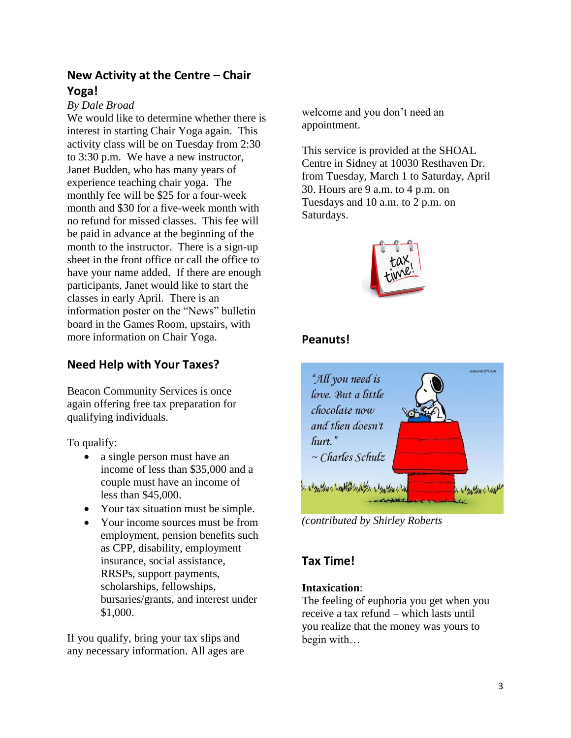## New Activity at the Centre – Chair Yoga!

*By Dale Broad*

We would like to determine whether there is interest in starting Chair Yoga again. This activity class will be on Tuesday from 2:30 to 3:30 p.m. We have a new instructor, Janet Budden, who has many years of experience teaching chair yoga. The monthly fee will be $25 for a four-week month and $30 for a five-week month with no refund for missed classes. This fee will be paid in advance at the beginning of the month to the instructor. There is a sign-up sheet in the front office or call the office to have your name added. If there are enough participants, Janet would like to start the classes in early April. There is an information poster on the "News" bulletin board in the Games Room, upstairs, with more information on Chair Yoga.

## Need Help with Your Taxes?

Beacon Community Services is once again offering free tax preparation for qualifying individuals.

To qualify:

- a single person must have an income of less than $35,000 and a couple must have an income of less than $45,000.
- Your tax situation must be simple.
- Your income sources must be from employment, pension benefits such as CPP, disability, employment insurance, social assistance, RRSPs, support payments, scholarships, fellowships, bursaries/grants, and interest under $1,000.

If you qualify, bring your tax slips and any necessary information. All ages are welcome and you don't need an appointment.

This service is provided at the SHOAL Centre in Sidney at 10030 Resthaven Dr. from Tuesday, March 1 to Saturday, April 30. Hours are 9 a.m. to 4 p.m. on Tuesdays and 10 a.m. to 2 p.m. on Saturdays.

## Peanuts!

"All you need is love. But a little chocolate now and then doesn't hurt."
~ Charles Schulz

*(contributed by Shirley Roberts*

## Tax Time!

**Intaxication**:
The feeling of euphoria you get when you receive a tax refund – which lasts until you realize that the money was yours to begin with…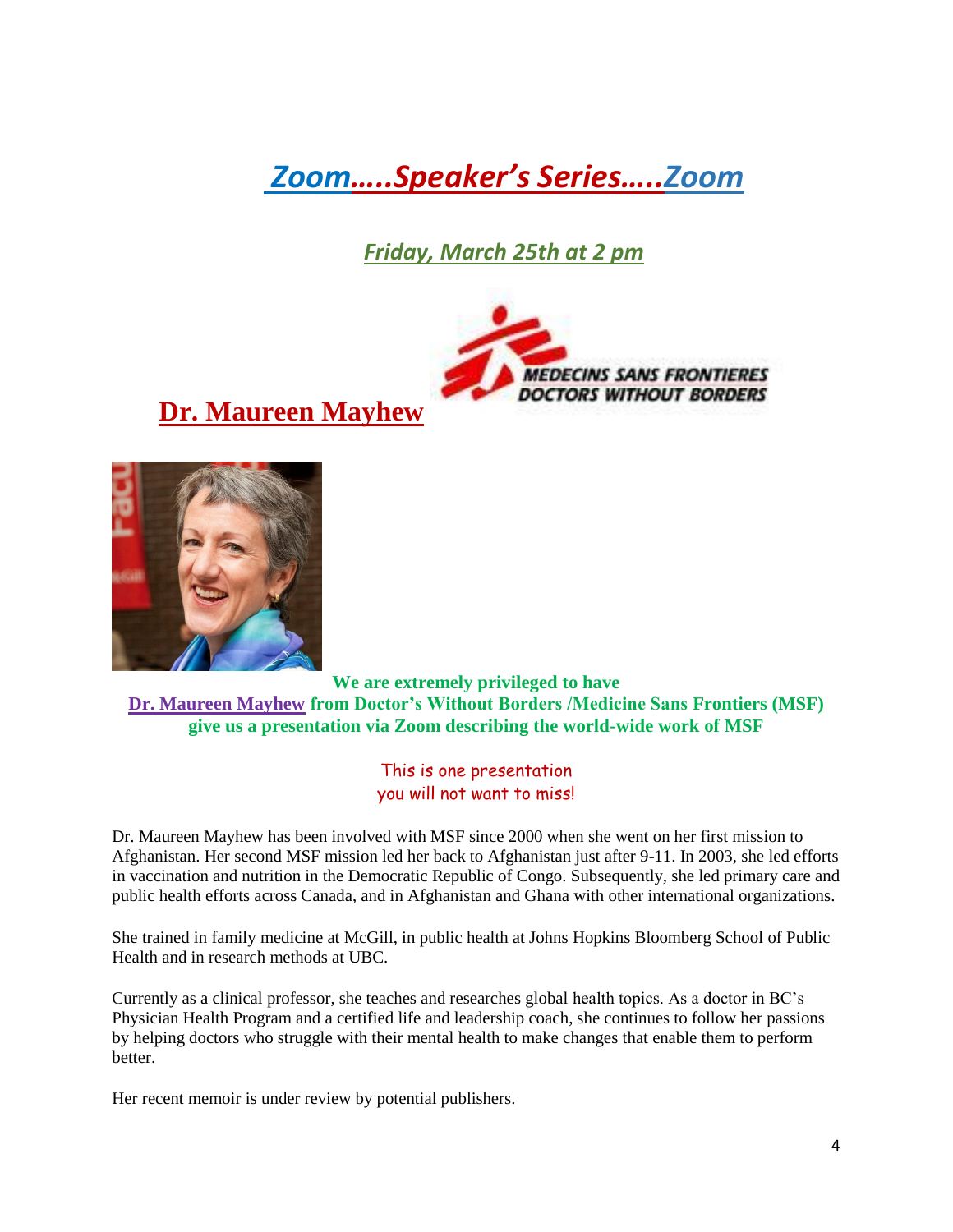# *Zoom…..Speaker's Series…..Zoom*

***Friday, March 25th at 2 pm***

MEDECINS SANS FRONTIERES
DOCTORS WITHOUT BORDERS

## Dr. Maureen Mayhew

**We are extremely privileged to have**
**Dr. Maureen Mayhew from Doctor's Without Borders /Medicine Sans Frontiers (MSF) give us a presentation via Zoom describing the world-wide work of MSF**

This is one presentation
you will not want to miss!

Dr. Maureen Mayhew has been involved with MSF since 2000 when she went on her first mission to Afghanistan. Her second MSF mission led her back to Afghanistan just after 9-11. In 2003, she led efforts in vaccination and nutrition in the Democratic Republic of Congo. Subsequently, she led primary care and public health efforts across Canada, and in Afghanistan and Ghana with other international organizations.

She trained in family medicine at McGill, in public health at Johns Hopkins Bloomberg School of Public Health and in research methods at UBC.

Currently as a clinical professor, she teaches and researches global health topics. As a doctor in BC's Physician Health Program and a certified life and leadership coach, she continues to follow her passions by helping doctors who struggle with their mental health to make changes that enable them to perform better.

Her recent memoir is under review by potential publishers.